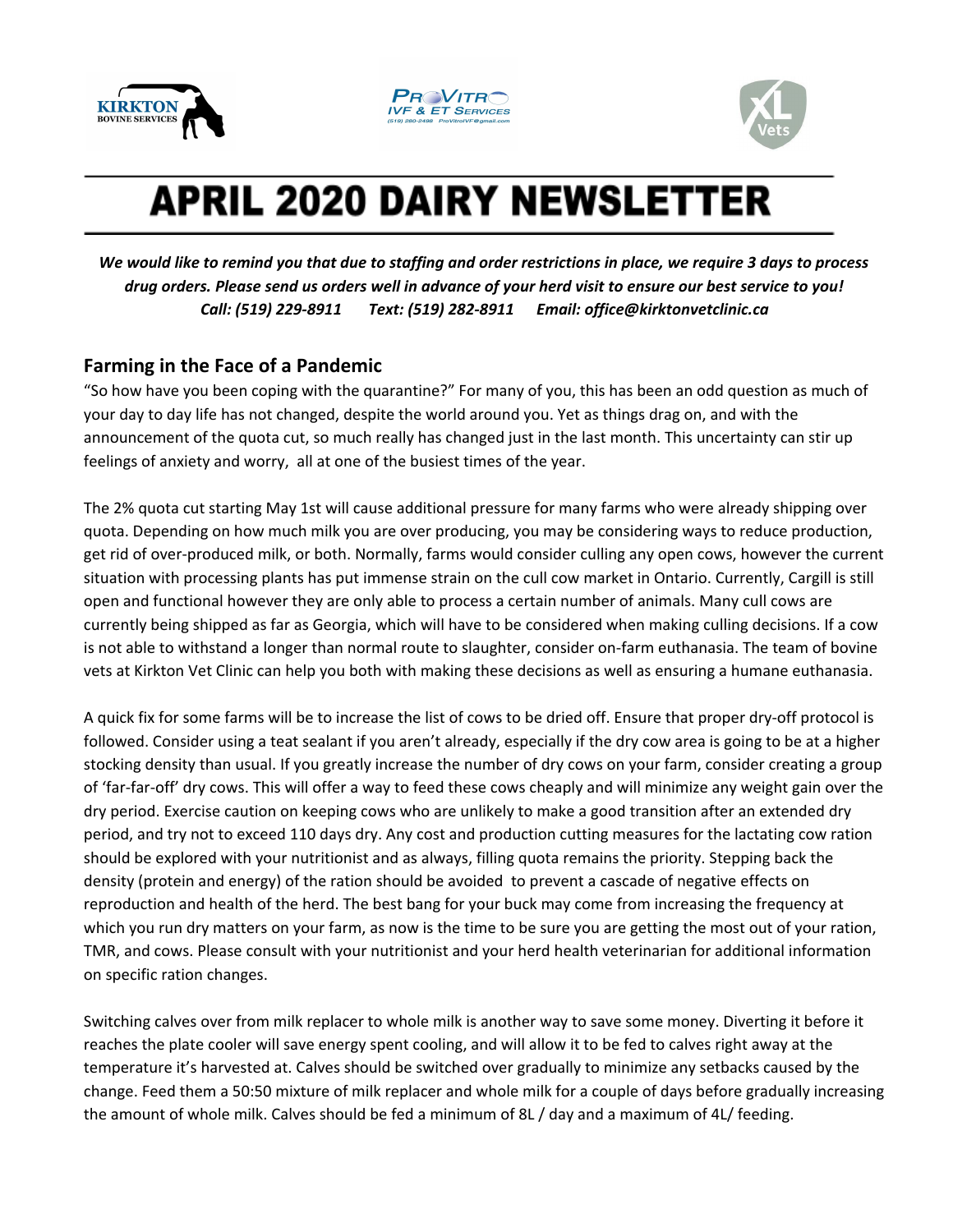# APRIL 2020 DAIRY NEWSLETTER

***We would like to remind you that due to staffing and order restrictions in place, we require 3 days to process drug orders. Please send us orders well in advance of your herd visit to ensure our best service to you!***
***Call: (519) 229-8911 Text: (519) 282-8911 Email: office@kirktonvetclinic.ca***

## Farming in the Face of a Pandemic

"So how have you been coping with the quarantine?" For many of you, this has been an odd question as much of your day to day life has not changed, despite the world around you. Yet as things drag on, and with the announcement of the quota cut, so much really has changed just in the last month. This uncertainty can stir up feelings of anxiety and worry, all at one of the busiest times of the year.

The 2% quota cut starting May 1st will cause additional pressure for many farms who were already shipping over quota. Depending on how much milk you are over producing, you may be considering ways to reduce production, get rid of over-produced milk, or both. Normally, farms would consider culling any open cows, however the current situation with processing plants has put immense strain on the cull cow market in Ontario. Currently, Cargill is still open and functional however they are only able to process a certain number of animals. Many cull cows are currently being shipped as far as Georgia, which will have to be considered when making culling decisions. If a cow is not able to withstand a longer than normal route to slaughter, consider on-farm euthanasia. The team of bovine vets at Kirkton Vet Clinic can help you both with making these decisions as well as ensuring a humane euthanasia.

A quick fix for some farms will be to increase the list of cows to be dried off. Ensure that proper dry-off protocol is followed. Consider using a teat sealant if you aren't already, especially if the dry cow area is going to be at a higher stocking density than usual. If you greatly increase the number of dry cows on your farm, consider creating a group of 'far-far-off' dry cows. This will offer a way to feed these cows cheaply and will minimize any weight gain over the dry period. Exercise caution on keeping cows who are unlikely to make a good transition after an extended dry period, and try not to exceed 110 days dry. Any cost and production cutting measures for the lactating cow ration should be explored with your nutritionist and as always, filling quota remains the priority. Stepping back the density (protein and energy) of the ration should be avoided to prevent a cascade of negative effects on reproduction and health of the herd. The best bang for your buck may come from increasing the frequency at which you run dry matters on your farm, as now is the time to be sure you are getting the most out of your ration, TMR, and cows. Please consult with your nutritionist and your herd health veterinarian for additional information on specific ration changes.

Switching calves over from milk replacer to whole milk is another way to save some money. Diverting it before it reaches the plate cooler will save energy spent cooling, and will allow it to be fed to calves right away at the temperature it's harvested at. Calves should be switched over gradually to minimize any setbacks caused by the change. Feed them a 50:50 mixture of milk replacer and whole milk for a couple of days before gradually increasing the amount of whole milk. Calves should be fed a minimum of 8L / day and a maximum of 4L/ feeding.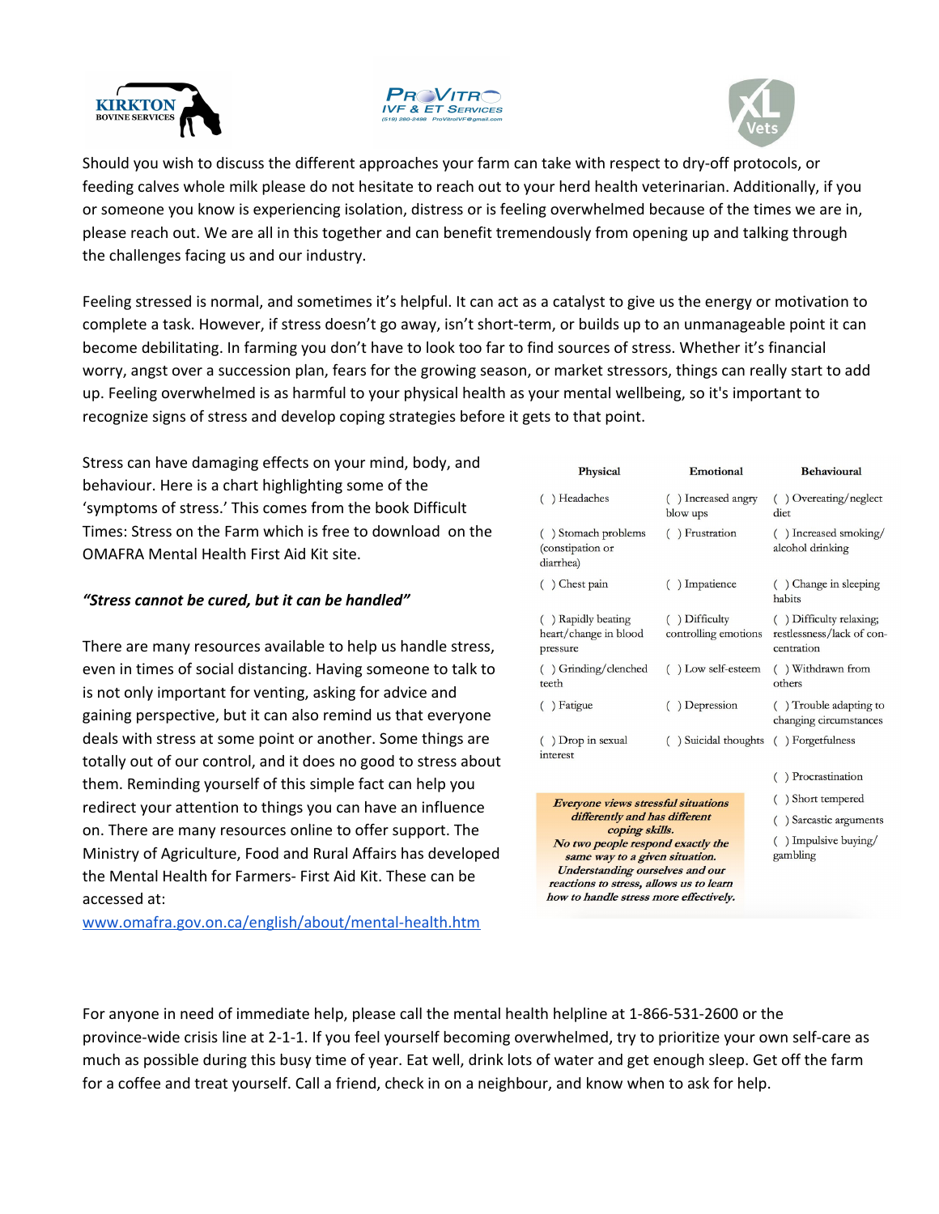Should you wish to discuss the different approaches your farm can take with respect to dry-off protocols, or feeding calves whole milk please do not hesitate to reach out to your herd health veterinarian. Additionally, if you or someone you know is experiencing isolation, distress or is feeling overwhelmed because of the times we are in, please reach out. We are all in this together and can benefit tremendously from opening up and talking through the challenges facing us and our industry.

Feeling stressed is normal, and sometimes it's helpful. It can act as a catalyst to give us the energy or motivation to complete a task. However, if stress doesn't go away, isn't short-term, or builds up to an unmanageable point it can become debilitating. In farming you don't have to look too far to find sources of stress. Whether it's financial worry, angst over a succession plan, fears for the growing season, or market stressors, things can really start to add up. Feeling overwhelmed is as harmful to your physical health as your mental wellbeing, so it's important to recognize signs of stress and develop coping strategies before it gets to that point.

Stress can have damaging effects on your mind, body, and behaviour. Here is a chart highlighting some of the 'symptoms of stress.' This comes from the book Difficult Times: Stress on the Farm which is free to download on the OMAFRA Mental Health First Aid Kit site.

***"Stress cannot be cured, but it can be handled"***

There are many resources available to help us handle stress, even in times of social distancing. Having someone to talk to is not only important for venting, asking for advice and gaining perspective, but it can also remind us that everyone deals with stress at some point or another. Some things are totally out of our control, and it does no good to stress about them. Reminding yourself of this simple fact can help you redirect your attention to things you can have an influence on. There are many resources online to offer support. The Ministry of Agriculture, Food and Rural Affairs has developed the Mental Health for Farmers- First Aid Kit. These can be accessed at:

[www.omafra.gov.on.ca/english/about/mental-health.htm](http://www.omafra.gov.on.ca/english/about/mental-health.htm)

| Physical | Emotional | Behavioural |
|---|---|---|
| ( ) Headaches | ( ) Increased angry blow ups | ( ) Overeating/neglect diet |
| ( ) Stomach problems (constipation or diarrhea) | ( ) Frustration | ( ) Increased smoking/ alcohol drinking |
| ( ) Chest pain | ( ) Impatience | ( ) Change in sleeping habits |
| ( ) Rapidly beating heart/change in blood pressure | ( ) Difficulty controlling emotions | ( ) Difficulty relaxing; restlessness/lack of concentration |
| ( ) Grinding/clenched teeth | ( ) Low self-esteem | ( ) Withdrawn from others |
| ( ) Fatigue | ( ) Depression | ( ) Trouble adapting to changing circumstances |
| ( ) Drop in sexual interest | ( ) Suicidal thoughts | ( ) Forgetfulness |
| | | ( ) Procrastination |
| | | ( ) Short tempered |
| | | ( ) Sarcastic arguments |
| | | ( ) Impulsive buying/ gambling |

***Everyone views stressful situations differently and has different coping skills. No two people respond exactly the same way to a given situation. Understanding ourselves and our reactions to stress, allows us to learn how to handle stress more effectively.***

For anyone in need of immediate help, please call the mental health helpline at 1-866-531-2600 or the province-wide crisis line at 2-1-1. If you feel yourself becoming overwhelmed, try to prioritize your own self-care as much as possible during this busy time of year. Eat well, drink lots of water and get enough sleep. Get off the farm for a coffee and treat yourself. Call a friend, check in on a neighbour, and know when to ask for help.